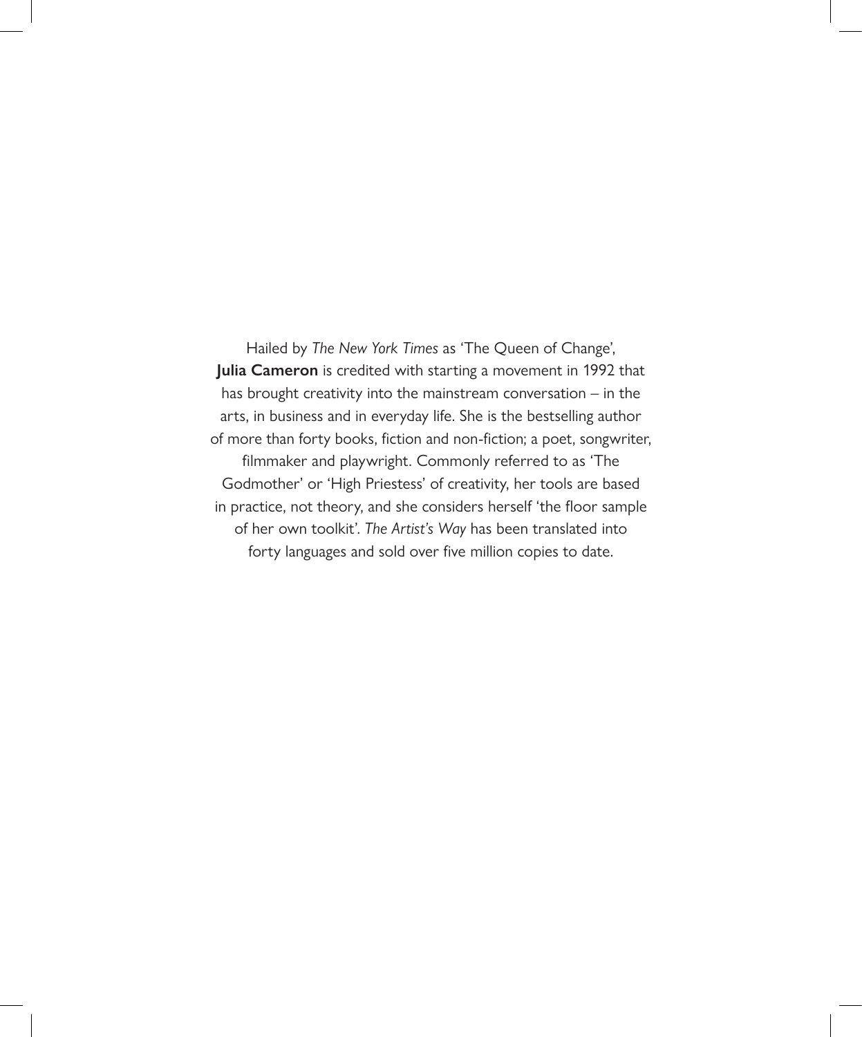Hailed by *The New York Times* as 'The Queen of Change', **Julia Cameron** is credited with starting a movement in 1992 that has brought creativity into the mainstream conversation – in the arts, in business and in everyday life. She is the bestselling author of more than forty books, fiction and non-fiction; a poet, songwriter, filmmaker and playwright. Commonly referred to as 'The Godmother' or 'High Priestess' of creativity, her tools are based in practice, not theory, and she considers herself 'the floor sample of her own toolkit'. *The Artist's Way* has been translated into forty languages and sold over five million copies to date.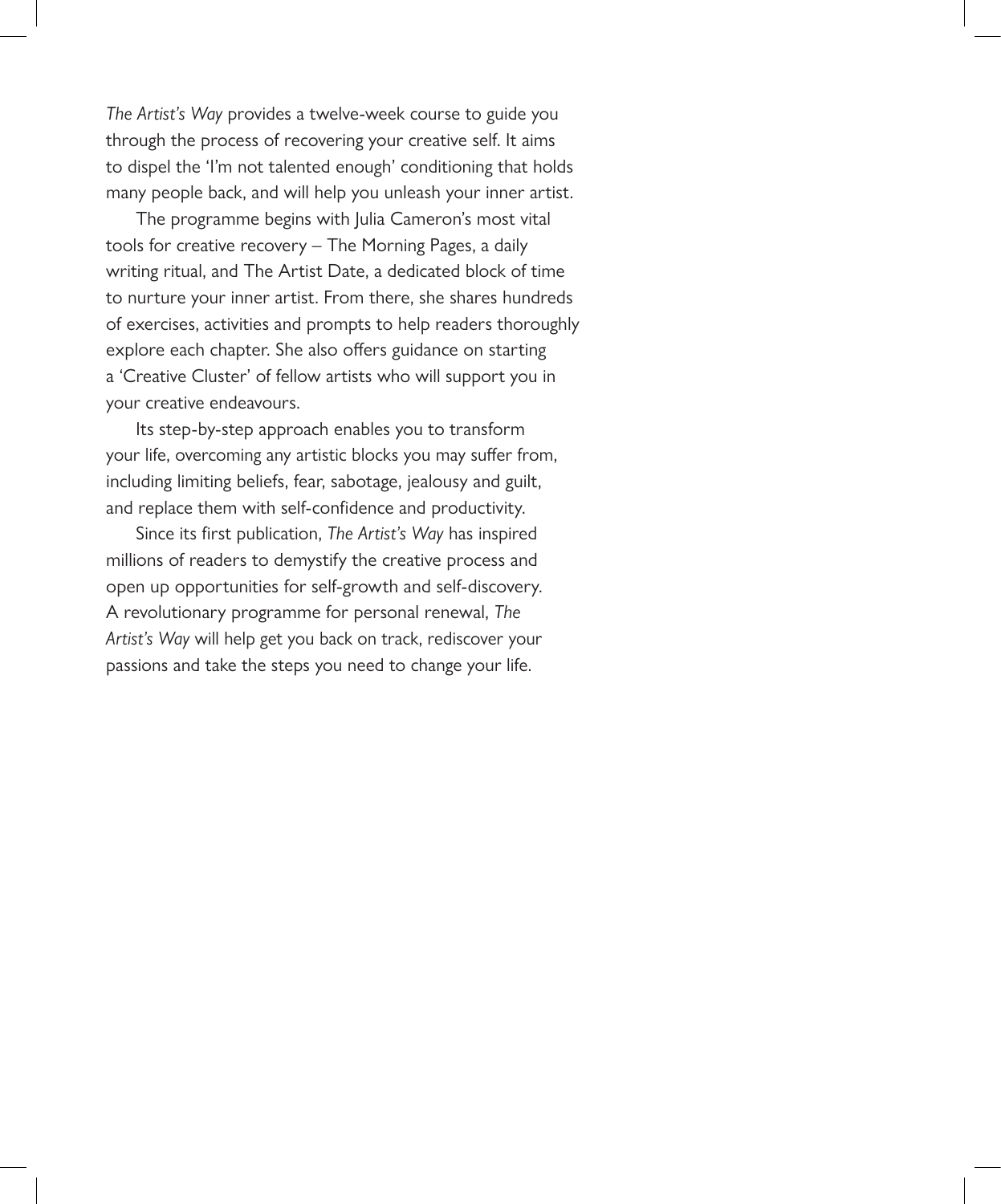*The Artist's Way* provides a twelve-week course to guide you through the process of recovering your creative self. It aims to dispel the 'I'm not talented enough' conditioning that holds many people back, and will help you unleash your inner artist.

The programme begins with Julia Cameron's most vital tools for creative recovery – The Morning Pages, a daily writing ritual, and The Artist Date, a dedicated block of time to nurture your inner artist. From there, she shares hundreds of exercises, activities and prompts to help readers thoroughly explore each chapter. She also offers guidance on starting a 'Creative Cluster' of fellow artists who will support you in your creative endeavours.

Its step-by-step approach enables you to transform your life, overcoming any artistic blocks you may suffer from, including limiting beliefs, fear, sabotage, jealousy and guilt, and replace them with self-confidence and productivity.

Since its first publication, *The Artist's Way* has inspired millions of readers to demystify the creative process and open up opportunities for self-growth and self-discovery. A revolutionary programme for personal renewal, *The Artist's Way* will help get you back on track, rediscover your passions and take the steps you need to change your life.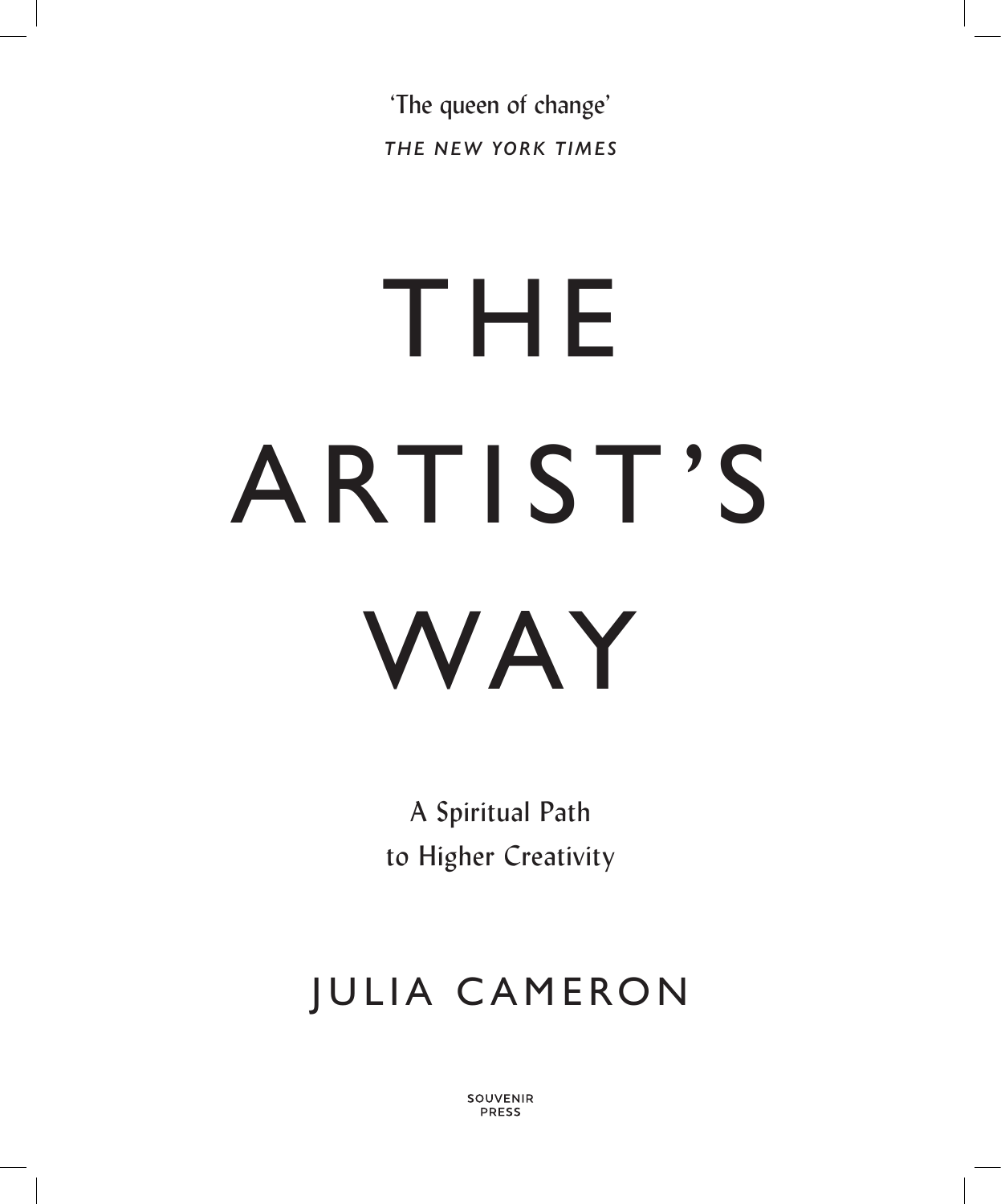'The queen of change'

*THE NEW YORK TIMES*

# THE ARTIST'S WAY

A Spiritual Path
to Higher Creativity

JULIA CAMERON

SOUVENIR
PRESS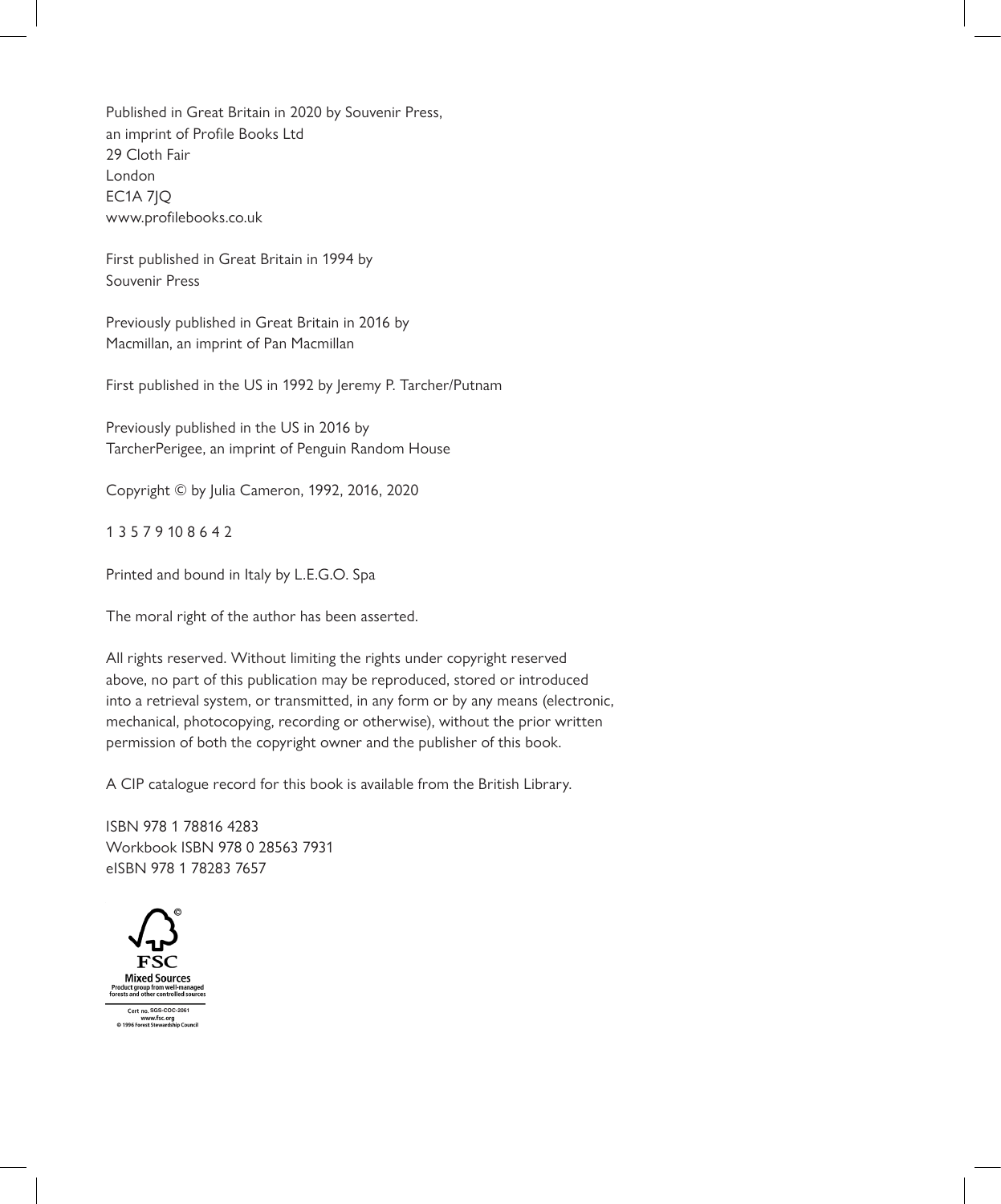Published in Great Britain in 2020 by Souvenir Press,
an imprint of Profile Books Ltd
29 Cloth Fair
London
EC1A 7JQ
www.profilebooks.co.uk

First published in Great Britain in 1994 by
Souvenir Press

Previously published in Great Britain in 2016 by
Macmillan, an imprint of Pan Macmillan

First published in the US in 1992 by Jeremy P. Tarcher/Putnam

Previously published in the US in 2016 by
TarcherPerigee, an imprint of Penguin Random House

Copyright © by Julia Cameron, 1992, 2016, 2020

1 3 5 7 9 10 8 6 4 2

Printed and bound in Italy by L.E.G.O. Spa

The moral right of the author has been asserted.

All rights reserved. Without limiting the rights under copyright reserved above, no part of this publication may be reproduced, stored or introduced into a retrieval system, or transmitted, in any form or by any means (electronic, mechanical, photocopying, recording or otherwise), without the prior written permission of both the copyright owner and the publisher of this book.

A CIP catalogue record for this book is available from the British Library.

ISBN 978 1 78816 4283
Workbook ISBN 978 0 28563 7931
eISBN 978 1 78283 7657

FSC
Mixed Sources
Product group from well-managed forests and other controlled sources
Cert no. SGS-COC-2061
www.fsc.org
© 1996 Forest Stewardship Council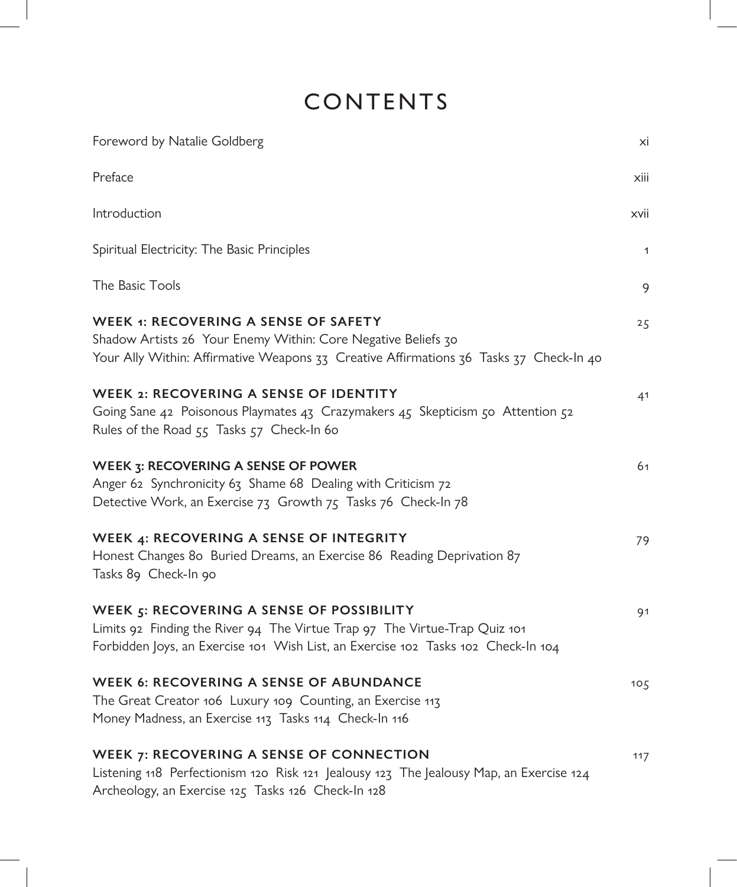# CONTENTS

Foreword by Natalie Goldberg xi

Preface xiii

Introduction xvii

Spiritual Electricity: The Basic Principles 1

The Basic Tools 9

**WEEK 1: RECOVERING A SENSE OF SAFETY** 25

Shadow Artists 26 Your Enemy Within: Core Negative Beliefs 30
Your Ally Within: Affirmative Weapons 33 Creative Affirmations 36 Tasks 37 Check-In 40

**WEEK 2: RECOVERING A SENSE OF IDENTITY** 41

Going Sane 42 Poisonous Playmates 43 Crazymakers 45 Skepticism 50 Attention 52
Rules of the Road 55 Tasks 57 Check-In 60

**WEEK 3: RECOVERING A SENSE OF POWER** 61

Anger 62 Synchronicity 63 Shame 68 Dealing with Criticism 72
Detective Work, an Exercise 73 Growth 75 Tasks 76 Check-In 78

**WEEK 4: RECOVERING A SENSE OF INTEGRITY** 79

Honest Changes 80 Buried Dreams, an Exercise 86 Reading Deprivation 87
Tasks 89 Check-In 90

**WEEK 5: RECOVERING A SENSE OF POSSIBILITY** 91

Limits 92 Finding the River 94 The Virtue Trap 97 The Virtue-Trap Quiz 101
Forbidden Joys, an Exercise 101 Wish List, an Exercise 102 Tasks 102 Check-In 104

**WEEK 6: RECOVERING A SENSE OF ABUNDANCE** 105

The Great Creator 106 Luxury 109 Counting, an Exercise 113
Money Madness, an Exercise 113 Tasks 114 Check-In 116

**WEEK 7: RECOVERING A SENSE OF CONNECTION** 117

Listening 118 Perfectionism 120 Risk 121 Jealousy 123 The Jealousy Map, an Exercise 124
Archeology, an Exercise 125 Tasks 126 Check-In 128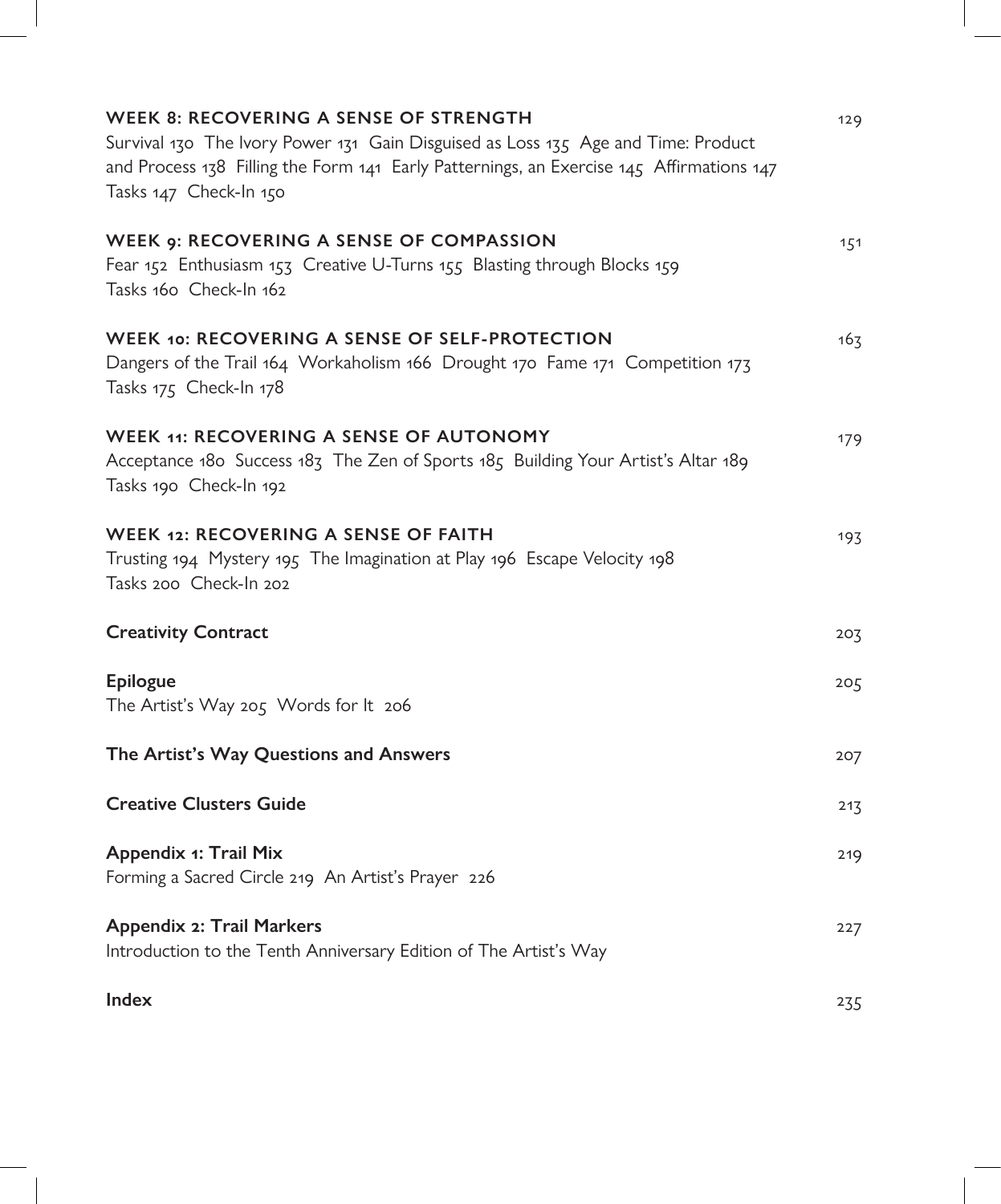**WEEK 8: RECOVERING A SENSE OF STRENGTH** 129

Survival 130 The Ivory Power 131 Gain Disguised as Loss 135 Age and Time: Product and Process 138 Filling the Form 141 Early Patternings, an Exercise 145 Affirmations 147 Tasks 147 Check-In 150

**WEEK 9: RECOVERING A SENSE OF COMPASSION** 151

Fear 152 Enthusiasm 153 Creative U-Turns 155 Blasting through Blocks 159 Tasks 160 Check-In 162

**WEEK 10: RECOVERING A SENSE OF SELF-PROTECTION** 163

Dangers of the Trail 164 Workaholism 166 Drought 170 Fame 171 Competition 173 Tasks 175 Check-In 178

**WEEK 11: RECOVERING A SENSE OF AUTONOMY** 179

Acceptance 180 Success 183 The Zen of Sports 185 Building Your Artist's Altar 189 Tasks 190 Check-In 192

**WEEK 12: RECOVERING A SENSE OF FAITH** 193

Trusting 194 Mystery 195 The Imagination at Play 196 Escape Velocity 198 Tasks 200 Check-In 202

**Creativity Contract** 203

**Epilogue** 205

The Artist's Way 205 Words for It 206

**The Artist's Way Questions and Answers** 207

**Creative Clusters Guide** 213

**Appendix 1: Trail Mix** 219

Forming a Sacred Circle 219 An Artist's Prayer 226

**Appendix 2: Trail Markers** 227

Introduction to the Tenth Anniversary Edition of The Artist's Way

**Index** 235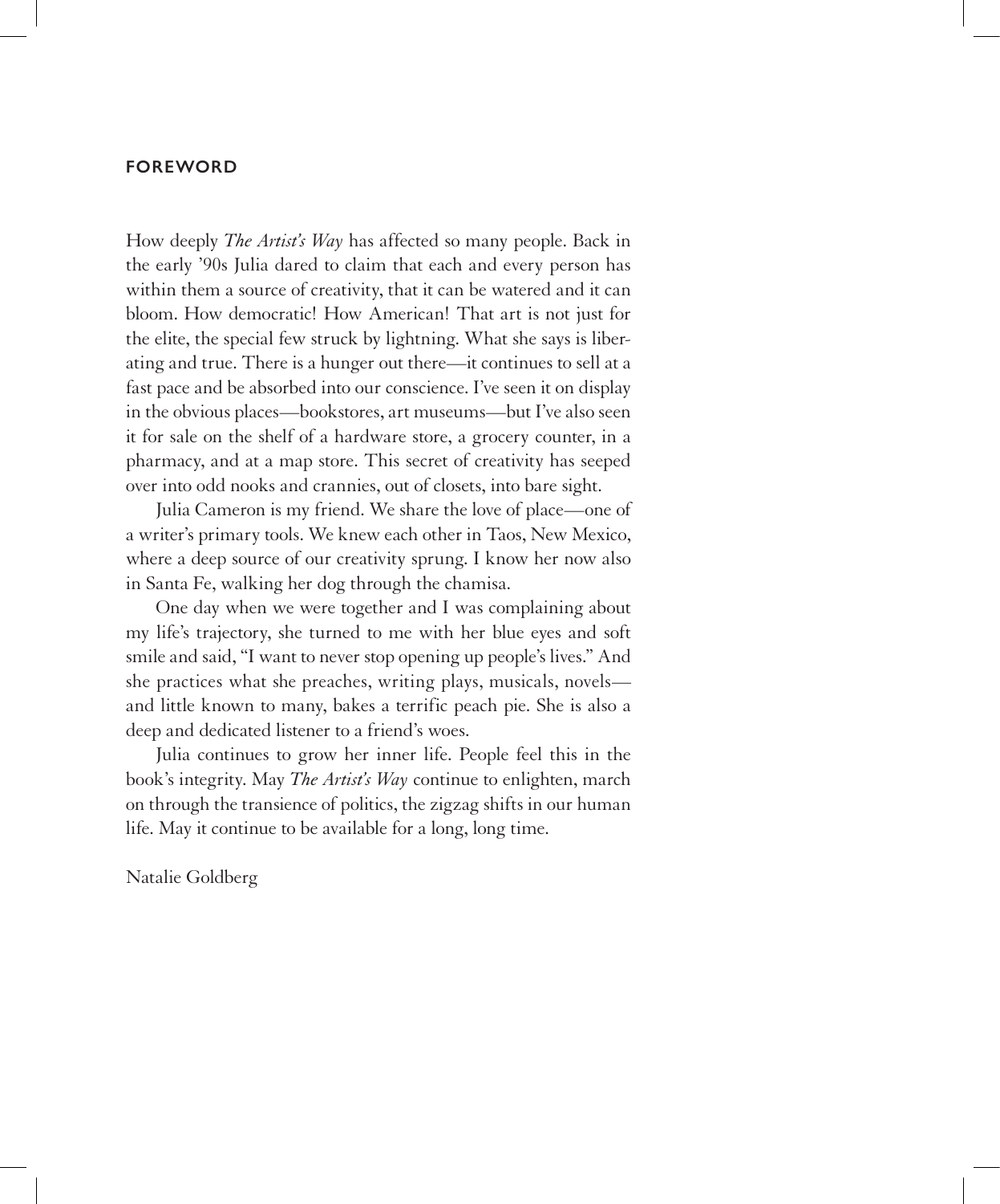## FOREWORD

How deeply *The Artist's Way* has affected so many people. Back in the early '90s Julia dared to claim that each and every person has within them a source of creativity, that it can be watered and it can bloom. How democratic! How American! That art is not just for the elite, the special few struck by lightning. What she says is liberating and true. There is a hunger out there—it continues to sell at a fast pace and be absorbed into our conscience. I've seen it on display in the obvious places—bookstores, art museums—but I've also seen it for sale on the shelf of a hardware store, a grocery counter, in a pharmacy, and at a map store. This secret of creativity has seeped over into odd nooks and crannies, out of closets, into bare sight.

Julia Cameron is my friend. We share the love of place—one of a writer's primary tools. We knew each other in Taos, New Mexico, where a deep source of our creativity sprung. I know her now also in Santa Fe, walking her dog through the chamisa.

One day when we were together and I was complaining about my life's trajectory, she turned to me with her blue eyes and soft smile and said, "I want to never stop opening up people's lives." And she practices what she preaches, writing plays, musicals, novels—and little known to many, bakes a terrific peach pie. She is also a deep and dedicated listener to a friend's woes.

Julia continues to grow her inner life. People feel this in the book's integrity. May *The Artist's Way* continue to enlighten, march on through the transience of politics, the zigzag shifts in our human life. May it continue to be available for a long, long time.

Natalie Goldberg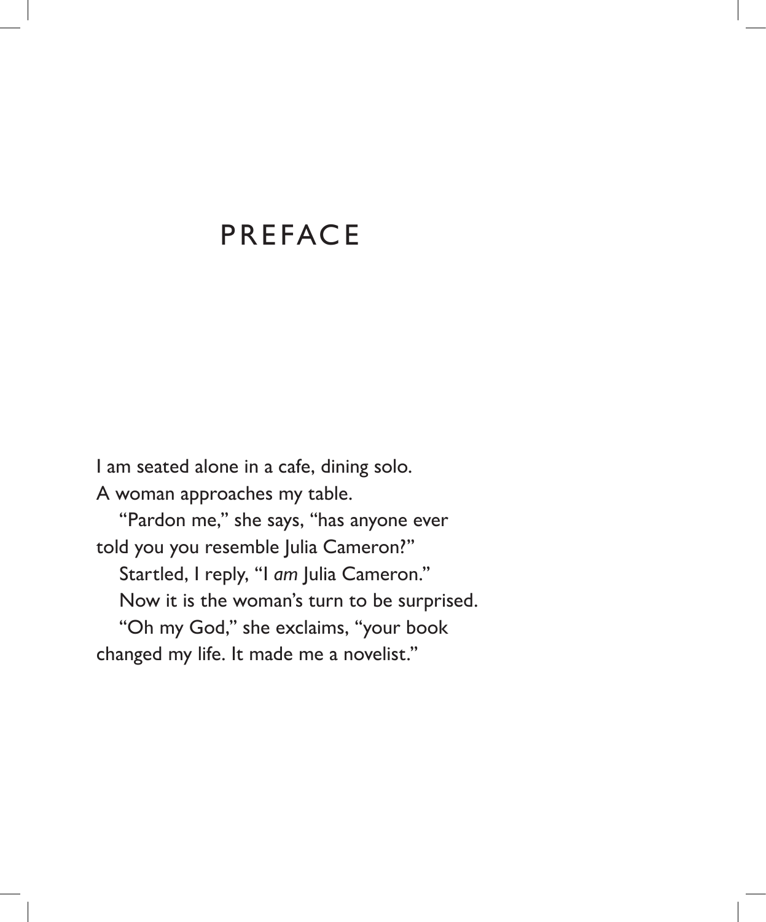# PREFACE

I am seated alone in a cafe, dining solo. A woman approaches my table.

"Pardon me," she says, "has anyone ever told you you resemble Julia Cameron?"

Startled, I reply, "I *am* Julia Cameron."

Now it is the woman's turn to be surprised.

"Oh my God," she exclaims, "your book changed my life. It made me a novelist."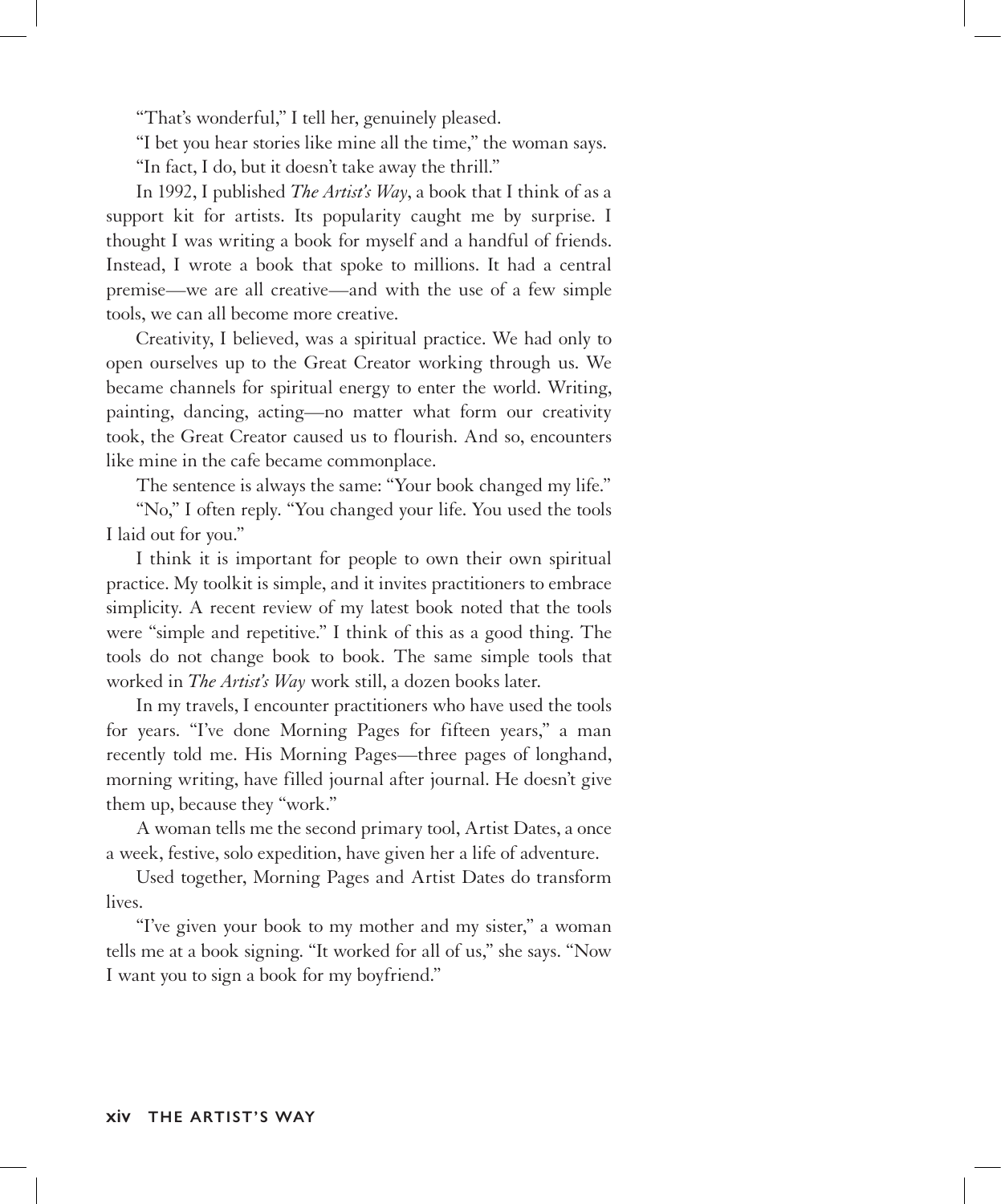"That's wonderful," I tell her, genuinely pleased.

"I bet you hear stories like mine all the time," the woman says.

"In fact, I do, but it doesn't take away the thrill."

In 1992, I published *The Artist's Way*, a book that I think of as a support kit for artists. Its popularity caught me by surprise. I thought I was writing a book for myself and a handful of friends. Instead, I wrote a book that spoke to millions. It had a central premise—we are all creative—and with the use of a few simple tools, we can all become more creative.

Creativity, I believed, was a spiritual practice. We had only to open ourselves up to the Great Creator working through us. We became channels for spiritual energy to enter the world. Writing, painting, dancing, acting—no matter what form our creativity took, the Great Creator caused us to flourish. And so, encounters like mine in the cafe became commonplace.

The sentence is always the same: "Your book changed my life."

"No," I often reply. "You changed your life. You used the tools I laid out for you."

I think it is important for people to own their own spiritual practice. My toolkit is simple, and it invites practitioners to embrace simplicity. A recent review of my latest book noted that the tools were "simple and repetitive." I think of this as a good thing. The tools do not change book to book. The same simple tools that worked in *The Artist's Way* work still, a dozen books later.

In my travels, I encounter practitioners who have used the tools for years. "I've done Morning Pages for fifteen years," a man recently told me. His Morning Pages—three pages of longhand, morning writing, have filled journal after journal. He doesn't give them up, because they "work."

A woman tells me the second primary tool, Artist Dates, a once a week, festive, solo expedition, have given her a life of adventure.

Used together, Morning Pages and Artist Dates do transform lives.

"I've given your book to my mother and my sister," a woman tells me at a book signing. "It worked for all of us," she says. "Now I want you to sign a book for my boyfriend."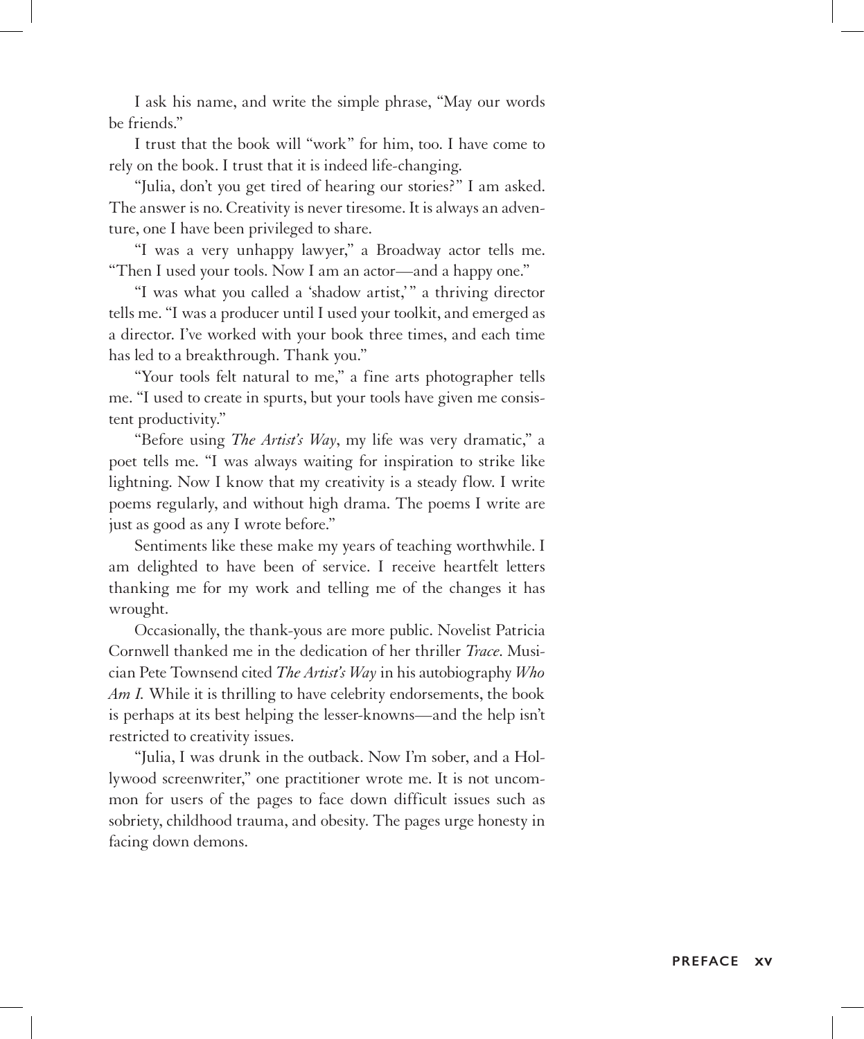I ask his name, and write the simple phrase, "May our words be friends."

I trust that the book will "work" for him, too. I have come to rely on the book. I trust that it is indeed life-changing.

"Julia, don't you get tired of hearing our stories?" I am asked. The answer is no. Creativity is never tiresome. It is always an adventure, one I have been privileged to share.

"I was a very unhappy lawyer," a Broadway actor tells me. "Then I used your tools. Now I am an actor—and a happy one."

"I was what you called a 'shadow artist,'" a thriving director tells me. "I was a producer until I used your toolkit, and emerged as a director. I've worked with your book three times, and each time has led to a breakthrough. Thank you."

"Your tools felt natural to me," a fine arts photographer tells me. "I used to create in spurts, but your tools have given me consistent productivity."

"Before using *The Artist's Way*, my life was very dramatic," a poet tells me. "I was always waiting for inspiration to strike like lightning. Now I know that my creativity is a steady flow. I write poems regularly, and without high drama. The poems I write are just as good as any I wrote before."

Sentiments like these make my years of teaching worthwhile. I am delighted to have been of service. I receive heartfelt letters thanking me for my work and telling me of the changes it has wrought.

Occasionally, the thank-yous are more public. Novelist Patricia Cornwell thanked me in the dedication of her thriller *Trace*. Musician Pete Townsend cited *The Artist's Way* in his autobiography *Who Am I*. While it is thrilling to have celebrity endorsements, the book is perhaps at its best helping the lesser-knowns—and the help isn't restricted to creativity issues.

"Julia, I was drunk in the outback. Now I'm sober, and a Hollywood screenwriter," one practitioner wrote me. It is not uncommon for users of the pages to face down difficult issues such as sobriety, childhood trauma, and obesity. The pages urge honesty in facing down demons.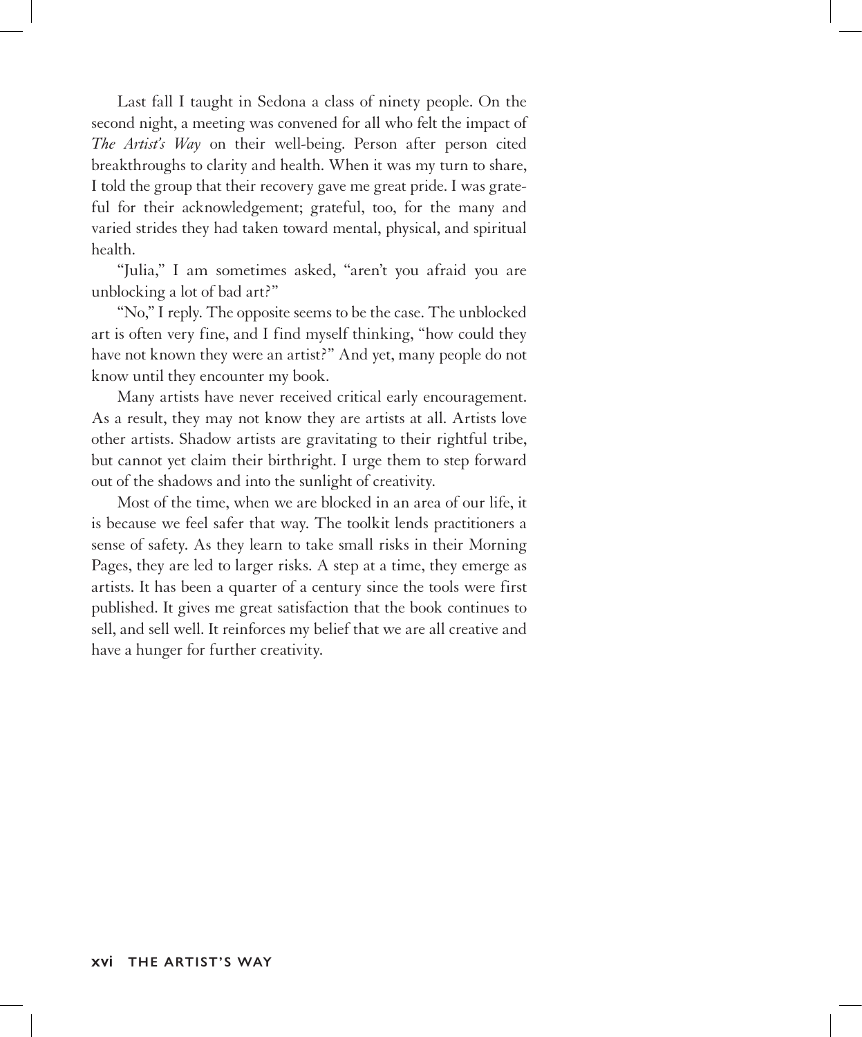Last fall I taught in Sedona a class of ninety people. On the second night, a meeting was convened for all who felt the impact of *The Artist's Way* on their well-being. Person after person cited breakthroughs to clarity and health. When it was my turn to share, I told the group that their recovery gave me great pride. I was grateful for their acknowledgement; grateful, too, for the many and varied strides they had taken toward mental, physical, and spiritual health.

"Julia," I am sometimes asked, "aren't you afraid you are unblocking a lot of bad art?"

"No," I reply. The opposite seems to be the case. The unblocked art is often very fine, and I find myself thinking, "how could they have not known they were an artist?" And yet, many people do not know until they encounter my book.

Many artists have never received critical early encouragement. As a result, they may not know they are artists at all. Artists love other artists. Shadow artists are gravitating to their rightful tribe, but cannot yet claim their birthright. I urge them to step forward out of the shadows and into the sunlight of creativity.

Most of the time, when we are blocked in an area of our life, it is because we feel safer that way. The toolkit lends practitioners a sense of safety. As they learn to take small risks in their Morning Pages, they are led to larger risks. A step at a time, they emerge as artists. It has been a quarter of a century since the tools were first published. It gives me great satisfaction that the book continues to sell, and sell well. It reinforces my belief that we are all creative and have a hunger for further creativity.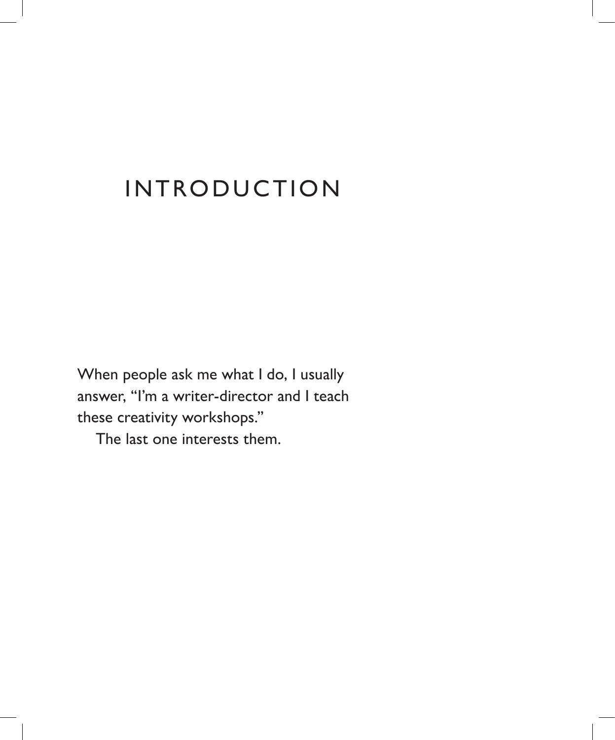# INTRODUCTION

When people ask me what I do, I usually answer, "I'm a writer-director and I teach these creativity workshops."

The last one interests them.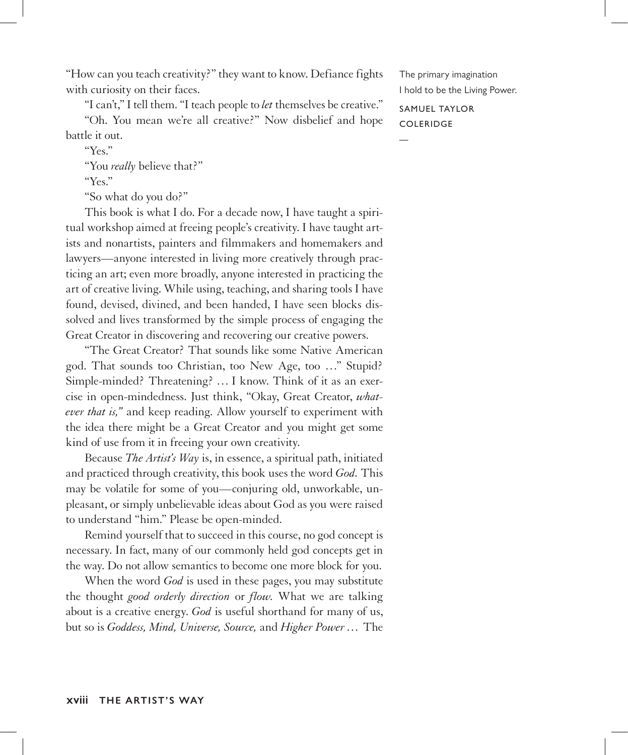"How can you teach creativity?" they want to know. Defiance fights with curiosity on their faces.

"I can't," I tell them. "I teach people to *let* themselves be creative."

"Oh. You mean we're all creative?" Now disbelief and hope battle it out.

"Yes."

"You *really* believe that?"

"Yes."

"So what do you do?"

This book is what I do. For a decade now, I have taught a spiritual workshop aimed at freeing people's creativity. I have taught artists and nonartists, painters and filmmakers and homemakers and lawyers—anyone interested in living more creatively through practicing an art; even more broadly, anyone interested in practicing the art of creative living. While using, teaching, and sharing tools I have found, devised, divined, and been handed, I have seen blocks dissolved and lives transformed by the simple process of engaging the Great Creator in discovering and recovering our creative powers.

> The primary imagination
> I hold to be the Living Power.
>
> SAMUEL TAYLOR COLERIDGE

"The Great Creator? That sounds like some Native American god. That sounds too Christian, too New Age, too …" Stupid? Simple-minded? Threatening? … I know. Think of it as an exercise in open-mindedness. Just think, "Okay, Great Creator, *whatever that is,"* and keep reading. Allow yourself to experiment with the idea there might be a Great Creator and you might get some kind of use from it in freeing your own creativity.

Because *The Artist's Way* is, in essence, a spiritual path, initiated and practiced through creativity, this book uses the word *God.* This may be volatile for some of you—conjuring old, unworkable, unpleasant, or simply unbelievable ideas about God as you were raised to understand "him." Please be open-minded.

Remind yourself that to succeed in this course, no god concept is necessary. In fact, many of our commonly held god concepts get in the way. Do not allow semantics to become one more block for you.

When the word *God* is used in these pages, you may substitute the thought *good orderly direction* or *flow.* What we are talking about is a creative energy. *God* is useful shorthand for many of us, but so is *Goddess, Mind, Universe, Source,* and *Higher Power …* The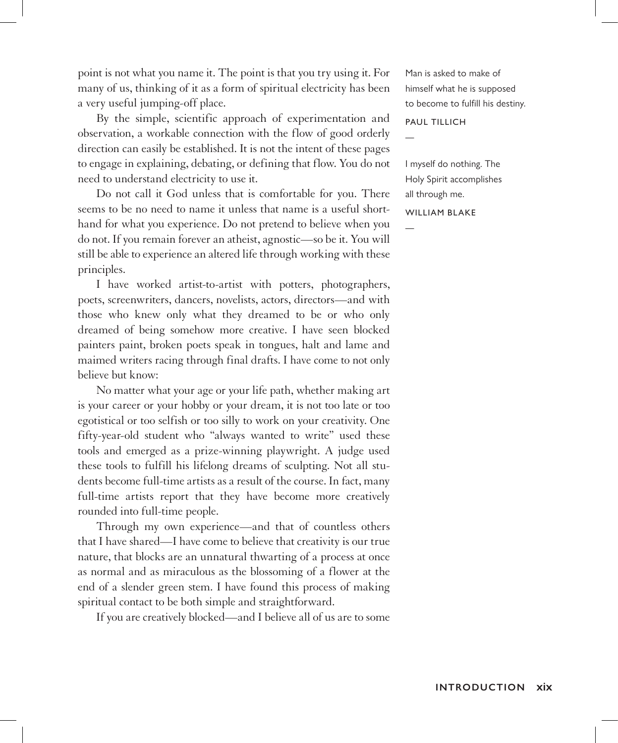point is not what you name it. The point is that you try using it. For many of us, thinking of it as a form of spiritual electricity has been a very useful jumping-off place.

By the simple, scientific approach of experimentation and observation, a workable connection with the flow of good orderly direction can easily be established. It is not the intent of these pages to engage in explaining, debating, or defining that flow. You do not need to understand electricity to use it.

Do not call it God unless that is comfortable for you. There seems to be no need to name it unless that name is a useful shorthand for what you experience. Do not pretend to believe when you do not. If you remain forever an atheist, agnostic—so be it. You will still be able to experience an altered life through working with these principles.

I have worked artist-to-artist with potters, photographers, poets, screenwriters, dancers, novelists, actors, directors—and with those who knew only what they dreamed to be or who only dreamed of being somehow more creative. I have seen blocked painters paint, broken poets speak in tongues, halt and lame and maimed writers racing through final drafts. I have come to not only believe but know:

No matter what your age or your life path, whether making art is your career or your hobby or your dream, it is not too late or too egotistical or too selfish or too silly to work on your creativity. One fifty-year-old student who "always wanted to write" used these tools and emerged as a prize-winning playwright. A judge used these tools to fulfill his lifelong dreams of sculpting. Not all students become full-time artists as a result of the course. In fact, many full-time artists report that they have become more creatively rounded into full-time people.

Through my own experience—and that of countless others that I have shared—I have come to believe that creativity is our true nature, that blocks are an unnatural thwarting of a process at once as normal and as miraculous as the blossoming of a flower at the end of a slender green stem. I have found this process of making spiritual contact to be both simple and straightforward.

If you are creatively blocked—and I believe all of us are to some

> Man is asked to make of himself what he is supposed to become to fulfill his destiny.
>
> PAUL TILLICH

> I myself do nothing. The Holy Spirit accomplishes all through me.
>
> WILLIAM BLAKE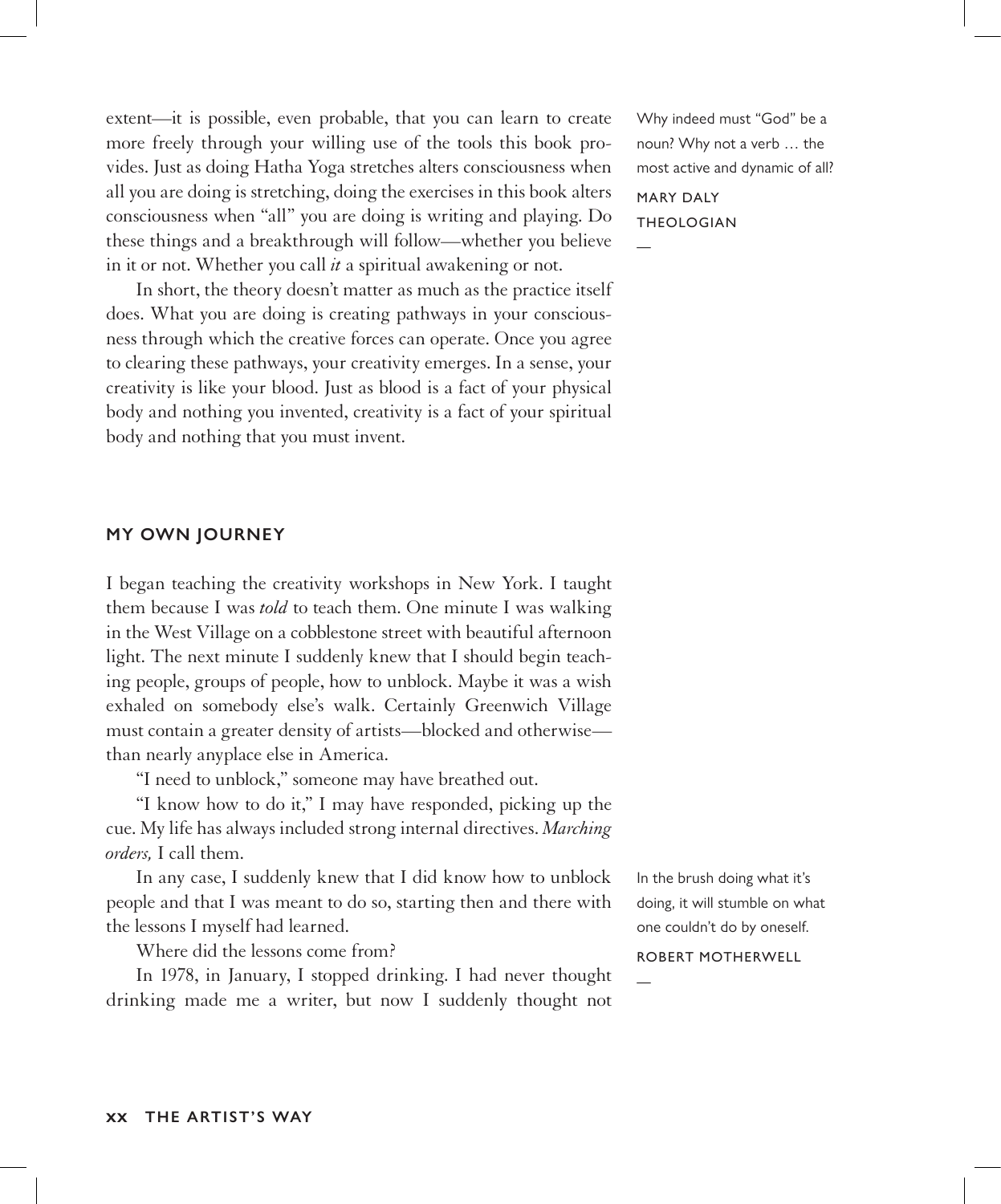extent—it is possible, even probable, that you can learn to create more freely through your willing use of the tools this book provides. Just as doing Hatha Yoga stretches alters consciousness when all you are doing is stretching, doing the exercises in this book alters consciousness when "all" you are doing is writing and playing. Do these things and a breakthrough will follow—whether you believe in it or not. Whether you call *it* a spiritual awakening or not.

In short, the theory doesn't matter as much as the practice itself does. What you are doing is creating pathways in your consciousness through which the creative forces can operate. Once you agree to clearing these pathways, your creativity emerges. In a sense, your creativity is like your blood. Just as blood is a fact of your physical body and nothing you invented, creativity is a fact of your spiritual body and nothing that you must invent.

> Why indeed must "God" be a noun? Why not a verb … the most active and dynamic of all?
>
> MARY DALY
> THEOLOGIAN

## MY OWN JOURNEY

I began teaching the creativity workshops in New York. I taught them because I was *told* to teach them. One minute I was walking in the West Village on a cobblestone street with beautiful afternoon light. The next minute I suddenly knew that I should begin teaching people, groups of people, how to unblock. Maybe it was a wish exhaled on somebody else's walk. Certainly Greenwich Village must contain a greater density of artists—blocked and otherwise—than nearly anyplace else in America.

"I need to unblock," someone may have breathed out.

"I know how to do it," I may have responded, picking up the cue. My life has always included strong internal directives. *Marching orders,* I call them.

In any case, I suddenly knew that I did know how to unblock people and that I was meant to do so, starting then and there with the lessons I myself had learned.

Where did the lessons come from?

In 1978, in January, I stopped drinking. I had never thought drinking made me a writer, but now I suddenly thought not

> In the brush doing what it's doing, it will stumble on what one couldn't do by oneself.
>
> ROBERT MOTHERWELL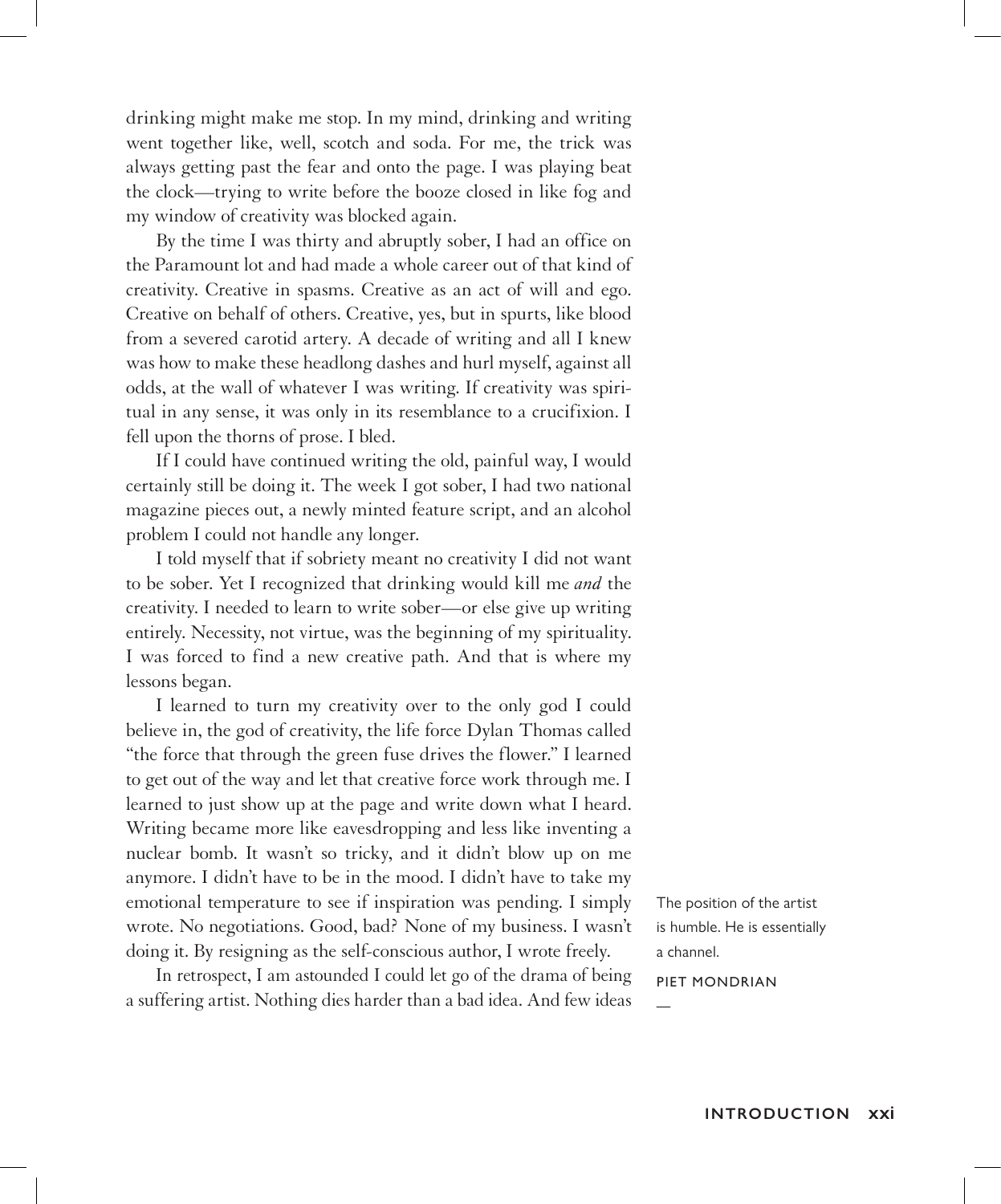drinking might make me stop. In my mind, drinking and writing went together like, well, scotch and soda. For me, the trick was always getting past the fear and onto the page. I was playing beat the clock—trying to write before the booze closed in like fog and my window of creativity was blocked again.

By the time I was thirty and abruptly sober, I had an office on the Paramount lot and had made a whole career out of that kind of creativity. Creative in spasms. Creative as an act of will and ego. Creative on behalf of others. Creative, yes, but in spurts, like blood from a severed carotid artery. A decade of writing and all I knew was how to make these headlong dashes and hurl myself, against all odds, at the wall of whatever I was writing. If creativity was spiritual in any sense, it was only in its resemblance to a crucifixion. I fell upon the thorns of prose. I bled.

If I could have continued writing the old, painful way, I would certainly still be doing it. The week I got sober, I had two national magazine pieces out, a newly minted feature script, and an alcohol problem I could not handle any longer.

I told myself that if sobriety meant no creativity I did not want to be sober. Yet I recognized that drinking would kill me *and* the creativity. I needed to learn to write sober—or else give up writing entirely. Necessity, not virtue, was the beginning of my spirituality. I was forced to find a new creative path. And that is where my lessons began.

I learned to turn my creativity over to the only god I could believe in, the god of creativity, the life force Dylan Thomas called "the force that through the green fuse drives the flower." I learned to get out of the way and let that creative force work through me. I learned to just show up at the page and write down what I heard. Writing became more like eavesdropping and less like inventing a nuclear bomb. It wasn't so tricky, and it didn't blow up on me anymore. I didn't have to be in the mood. I didn't have to take my emotional temperature to see if inspiration was pending. I simply wrote. No negotiations. Good, bad? None of my business. I wasn't doing it. By resigning as the self-conscious author, I wrote freely.

In retrospect, I am astounded I could let go of the drama of being a suffering artist. Nothing dies harder than a bad idea. And few ideas

> The position of the artist is humble. He is essentially a channel.
>
> PIET MONDRIAN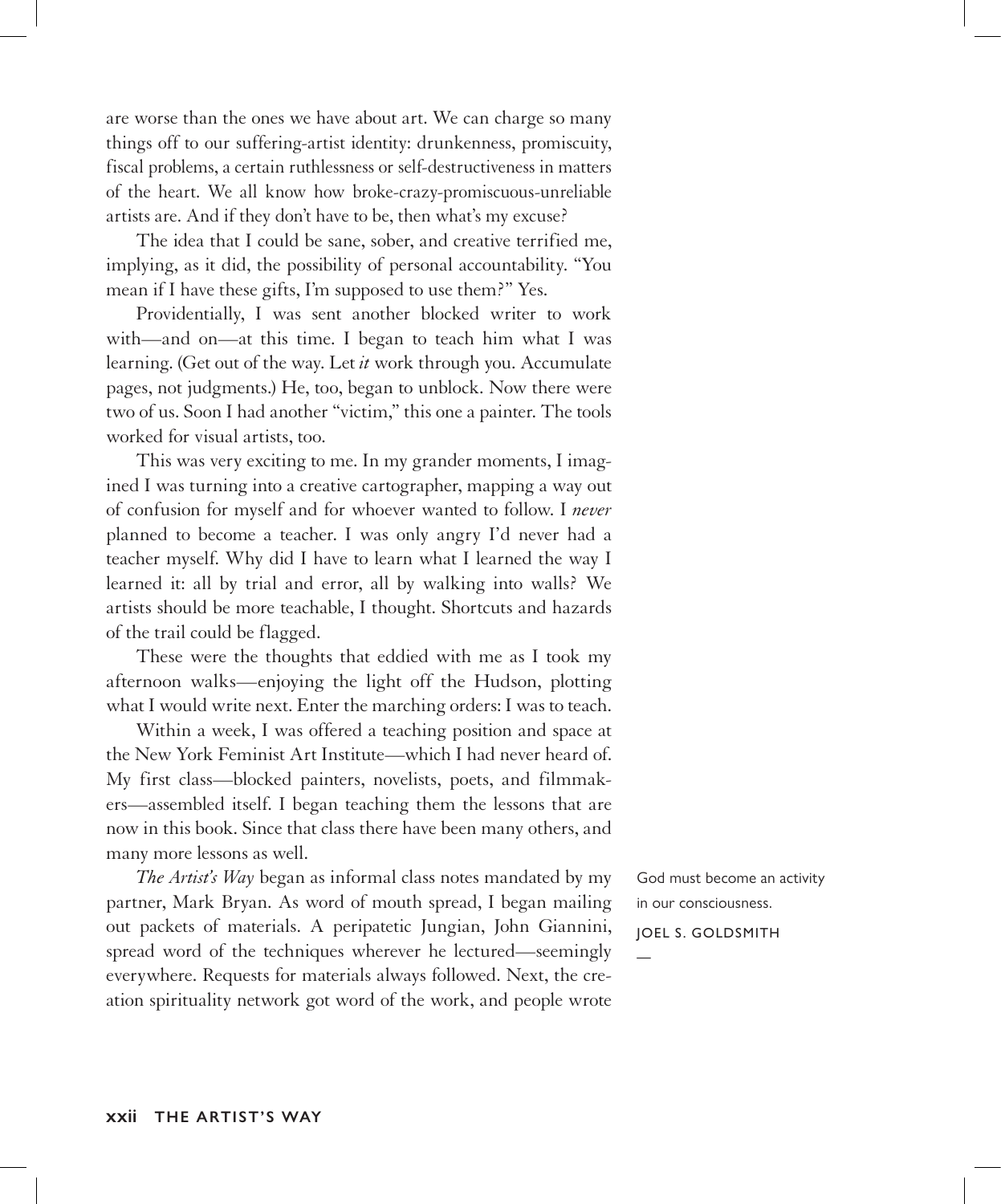are worse than the ones we have about art. We can charge so many things off to our suffering-artist identity: drunkenness, promiscuity, fiscal problems, a certain ruthlessness or self-destructiveness in matters of the heart. We all know how broke-crazy-promiscuous-unreliable artists are. And if they don't have to be, then what's my excuse?

The idea that I could be sane, sober, and creative terrified me, implying, as it did, the possibility of personal accountability. "You mean if I have these gifts, I'm supposed to use them?" Yes.

Providentially, I was sent another blocked writer to work with—and on—at this time. I began to teach him what I was learning. (Get out of the way. Let *it* work through you. Accumulate pages, not judgments.) He, too, began to unblock. Now there were two of us. Soon I had another "victim," this one a painter. The tools worked for visual artists, too.

This was very exciting to me. In my grander moments, I imagined I was turning into a creative cartographer, mapping a way out of confusion for myself and for whoever wanted to follow. I *never* planned to become a teacher. I was only angry I'd never had a teacher myself. Why did I have to learn what I learned the way I learned it: all by trial and error, all by walking into walls? We artists should be more teachable, I thought. Shortcuts and hazards of the trail could be flagged.

These were the thoughts that eddied with me as I took my afternoon walks—enjoying the light off the Hudson, plotting what I would write next. Enter the marching orders: I was to teach.

Within a week, I was offered a teaching position and space at the New York Feminist Art Institute—which I had never heard of. My first class—blocked painters, novelists, poets, and filmmakers—assembled itself. I began teaching them the lessons that are now in this book. Since that class there have been many others, and many more lessons as well.

*The Artist's Way* began as informal class notes mandated by my partner, Mark Bryan. As word of mouth spread, I began mailing out packets of materials. A peripatetic Jungian, John Giannini, spread word of the techniques wherever he lectured—seemingly everywhere. Requests for materials always followed. Next, the creation spirituality network got word of the work, and people wrote

> God must become an activity in our consciousness.
>
> JOEL S. GOLDSMITH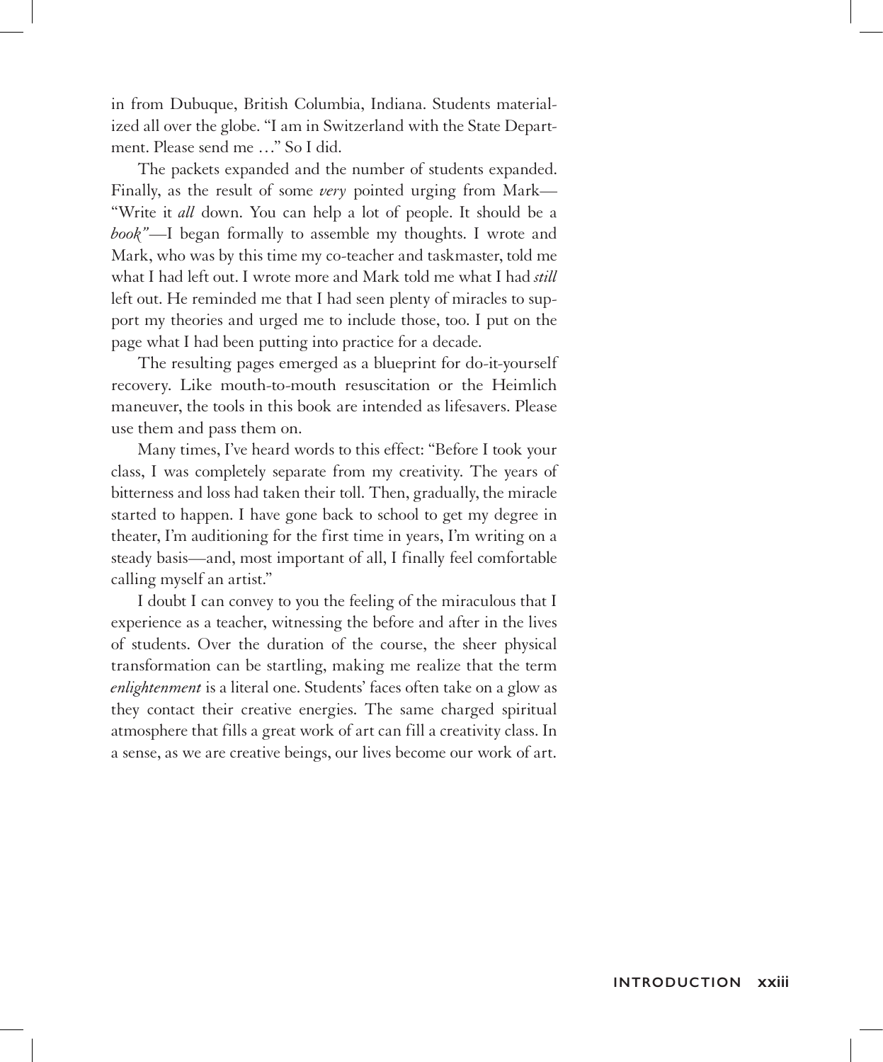in from Dubuque, British Columbia, Indiana. Students materialized all over the globe. "I am in Switzerland with the State Department. Please send me …" So I did.

The packets expanded and the number of students expanded. Finally, as the result of some *very* pointed urging from Mark—"Write it *all* down. You can help a lot of people. It should be a *book*"—I began formally to assemble my thoughts. I wrote and Mark, who was by this time my co-teacher and taskmaster, told me what I had left out. I wrote more and Mark told me what I had *still* left out. He reminded me that I had seen plenty of miracles to support my theories and urged me to include those, too. I put on the page what I had been putting into practice for a decade.

The resulting pages emerged as a blueprint for do-it-yourself recovery. Like mouth-to-mouth resuscitation or the Heimlich maneuver, the tools in this book are intended as lifesavers. Please use them and pass them on.

Many times, I've heard words to this effect: "Before I took your class, I was completely separate from my creativity. The years of bitterness and loss had taken their toll. Then, gradually, the miracle started to happen. I have gone back to school to get my degree in theater, I'm auditioning for the first time in years, I'm writing on a steady basis—and, most important of all, I finally feel comfortable calling myself an artist."

I doubt I can convey to you the feeling of the miraculous that I experience as a teacher, witnessing the before and after in the lives of students. Over the duration of the course, the sheer physical transformation can be startling, making me realize that the term *enlightenment* is a literal one. Students' faces often take on a glow as they contact their creative energies. The same charged spiritual atmosphere that fills a great work of art can fill a creativity class. In a sense, as we are creative beings, our lives become our work of art.